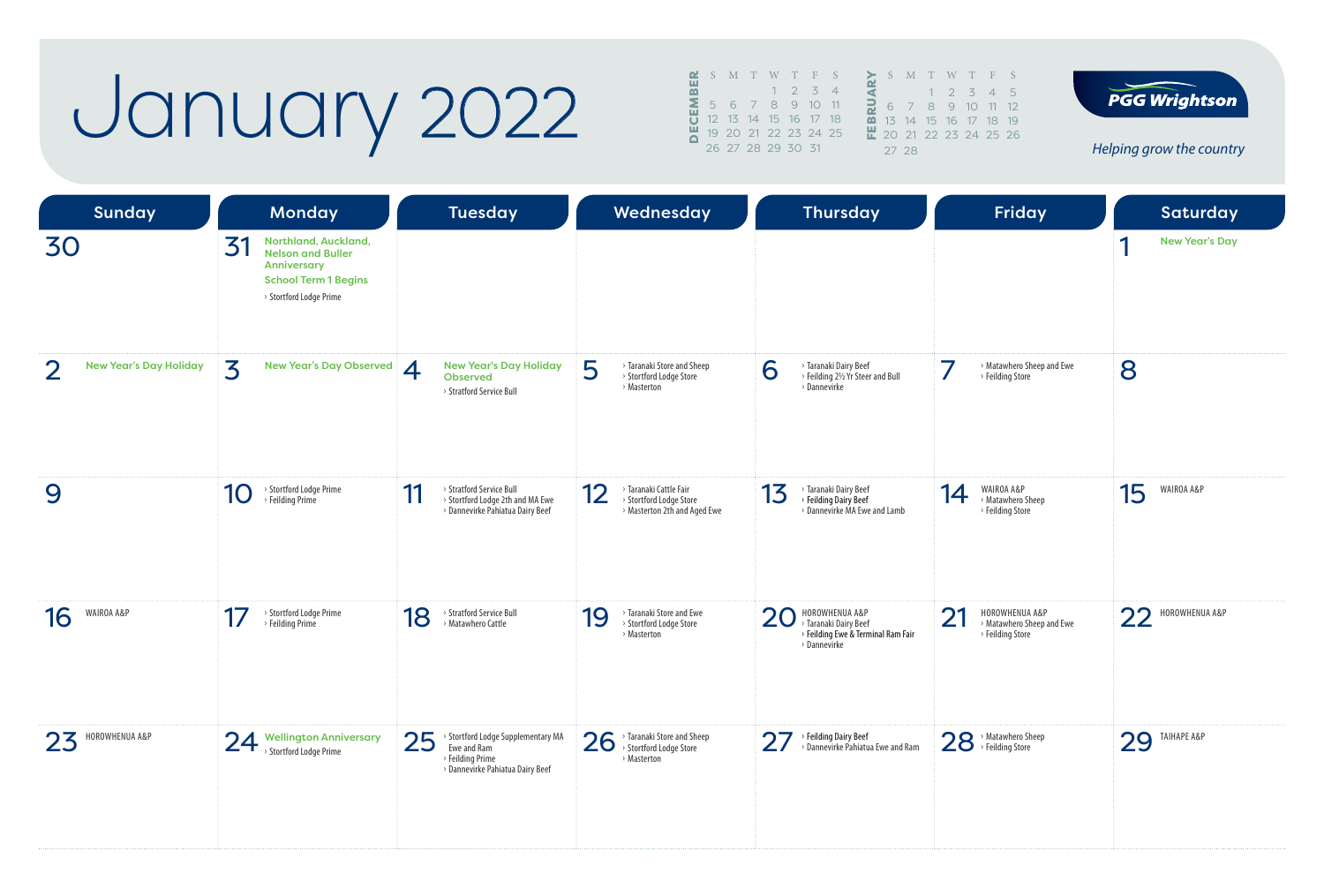# January 2022

**DECEMBER**

| S | M | T | W | T | F | S |
|---|---|---|---|---|---|---|
| | | | 1 | 2 | 3 | 4 |
| 5 | 6 | 7 | 8 | 9 | 10 | 11 |
| 12 | 13 | 14 | 15 | 16 | 17 | 18 |
| 19 | 20 | 21 | 22 | 23 | 24 | 25 |
| 26 | 27 | 28 | 29 | 30 | 31 | |

**FEBRUARY**

| S | M | T | W | T | F | S |
|---|---|---|---|---|---|---|
| | | 1 | 2 | 3 | 4 | 5 |
| 6 | 7 | 8 | 9 | 10 | 11 | 12 |
| 13 | 14 | 15 | 16 | 17 | 18 | 19 |
| 20 | 21 | 22 | 23 | 24 | 25 | 26 |
| 27 | 28 | | | | | |

PGG Wrightson

*Helping grow the country*

| Sunday | Monday | Tuesday | Wednesday | Thursday | Friday | Saturday |
|---|---|---|---|---|---|---|
| 30 | 31 Northland, Auckland, Nelson and Buller Anniversary<br>School Term 1 Begins<br>› Stortford Lodge Prime | | | | | 1 New Year's Day |
| 2 New Year's Day Holiday | 3 New Year's Day Observed | 4 New Year's Day Holiday Observed<br>› Stratford Service Bull | 5 › Taranaki Store and Sheep<br>› Stortford Lodge Store<br>› Masterton | 6 › Taranaki Dairy Beef<br>› Feilding 2½ Yr Steer and Bull<br>› Dannevirke | 7 › Matawhero Sheep and Ewe<br>› Feilding Store | 8 |
| 9 | 10 › Stortford Lodge Prime<br>› Feilding Prime | 11 › Stratford Service Bull<br>› Stortford Lodge 2th and MA Ewe<br>› Dannevirke Pahiatua Dairy Beef | 12 › Taranaki Cattle Fair<br>› Stortford Lodge Store<br>› Masterton 2th and Aged Ewe | 13 › Taranaki Dairy Beef<br>› **Feilding Dairy Beef**<br>› Dannevirke MA Ewe and Lamb | 14 WAIROA A&P<br>› Matawhero Sheep<br>› Feilding Store | 15 WAIROA A&P |
| 16 WAIROA A&P | 17 › Stortford Lodge Prime<br>› Feilding Prime | 18 › Stratford Service Bull<br>› Matawhero Cattle | 19 › Taranaki Store and Ewe<br>› Stortford Lodge Store<br>› Masterton | 20 HOROWHENUA A&P<br>› Taranaki Dairy Beef<br>› **Feilding Ewe & Terminal Ram Fair**<br>› Dannevirke | 21 HOROWHENUA A&P<br>› Matawhero Sheep and Ewe<br>› Feilding Store | 22 HOROWHENUA A&P |
| 23 HOROWHENUA A&P | 24 Wellington Anniversary<br>› Stortford Lodge Prime | 25 › Stortford Lodge Supplementary MA Ewe and Ram<br>› Feilding Prime<br>› Dannevirke Pahiatua Dairy Beef | 26 › Taranaki Store and Sheep<br>› Stortford Lodge Store<br>› Masterton | 27 › **Feilding Dairy Beef**<br>› Dannevirke Pahiatua Ewe and Ram | 28 › Matawhero Sheep<br>› Feilding Store | 29 TAIHAPE A&P |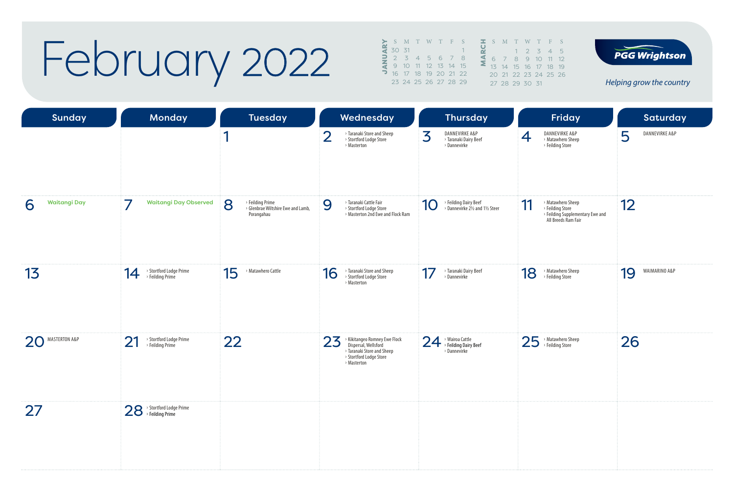# February 2022

**JANUARY**

| S | M | T | W | T | F | S |
|---|---|---|---|---|---|---|
| 30 | 31 | | | | | 1 |
| 2 | 3 | 4 | 5 | 6 | 7 | 8 |
| 9 | 10 | 11 | 12 | 13 | 14 | 15 |
| 16 | 17 | 18 | 19 | 20 | 21 | 22 |
| 23 | 24 | 25 | 26 | 27 | 28 | 29 |

**MARCH**

| S | M | T | W | T | F | S |
|---|---|---|---|---|---|---|
| | | 1 | 2 | 3 | 4 | 5 |
| 6 | 7 | 8 | 9 | 10 | 11 | 12 |
| 13 | 14 | 15 | 16 | 17 | 18 | 19 |
| 20 | 21 | 22 | 23 | 24 | 25 | 26 |
| 27 | 28 | 29 | 30 | 31 | | |

PGG Wrightson

*Helping grow the country*

| Sunday | Monday | Tuesday | Wednesday | Thursday | Friday | Saturday |
|---|---|---|---|---|---|---|
| | | 1 | 2 › Taranaki Store and Sheep › Stortford Lodge Store › Masterton | 3 DANNEVIRKE A&P › Taranaki Dairy Beef › Dannevirke | 4 DANNEVIRKE A&P › Matawhero Sheep › Feilding Store | 5 DANNEVIRKE A&P |
| 6 Waitangi Day | 7 Waitangi Day Observed | 8 › Feilding Prime › Glenbrae Wiltshire Ewe and Lamb, Porangahau | 9 › Taranaki Cattle Fair › Stortford Lodge Store › Masterton 2nd Ewe and Flock Ram | 10 › Feilding Dairy Beef › Dannevirke 2½ and 1½ Steer | 11 › Matawhero Sheep › Feilding Store › Feilding Supplementary Ewe and All Breeds Ram Fair | 12 |
| 13 | 14 › Stortford Lodge Prime › Feilding Prime | 15 › Matawhero Cattle | 16 › Taranaki Store and Sheep › Stortford Lodge Store › Masterton | 17 › Taranaki Dairy Beef › Dannevirke | 18 › Matawhero Sheep › Feilding Store | 19 WAIMARINO A&P |
| 20 MASTERTON A&P | 21 › Stortford Lodge Prime › Feilding Prime | 22 | 23 › Kikitangeo Romney Ewe Flock Dispersal, Wellsford › Taranaki Store and Sheep › Stortford Lodge Store › Masterton | 24 › Wairoa Cattle › Feilding Dairy Beef › Dannevirke | 25 › Matawhero Sheep › Feilding Store | 26 |
| 27 | 28 › Stortford Lodge Prime › Feilding Prime | | | | | |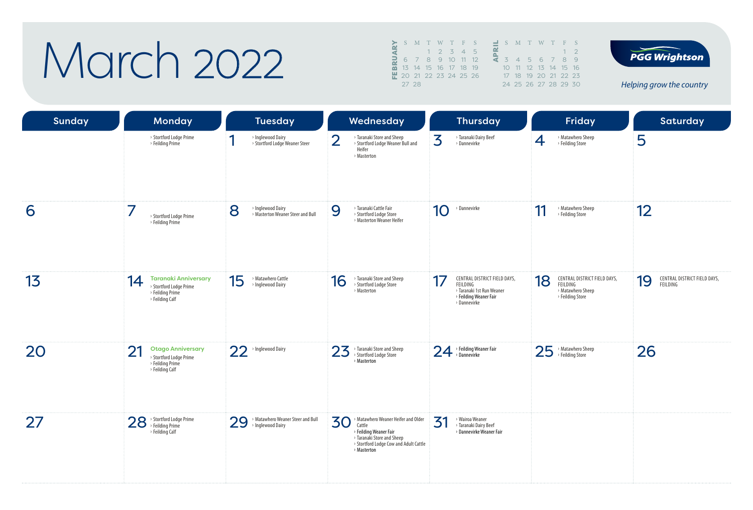# March 2022

**FEBRUARY**

| S | M | T | W | T | F | S |
|---|---|---|---|---|---|---|
| | | 1 | 2 | 3 | 4 | 5 |
| 6 | 7 | 8 | 9 | 10 | 11 | 12 |
| 13 | 14 | 15 | 16 | 17 | 18 | 19 |
| 20 | 21 | 22 | 23 | 24 | 25 | 26 |
| 27 | 28 | | | | | |

**APRIL**

| S | M | T | W | T | F | S |
|---|---|---|---|---|---|---|
| | | | | | 1 | 2 |
| 3 | 4 | 5 | 6 | 7 | 8 | 9 |
| 10 | 11 | 12 | 13 | 14 | 15 | 16 |
| 17 | 18 | 19 | 20 | 21 | 22 | 23 |
| 24 | 25 | 26 | 27 | 28 | 29 | 30 |

**PGG Wrightson**

*Helping grow the country*

| Sunday | Monday | Tuesday | Wednesday | Thursday | Friday | Saturday |
|---|---|---|---|---|---|---|
| | › Stortford Lodge Prime<br>› Feilding Prime | 1<br>› Inglewood Dairy<br>› Stortford Lodge Weaner Steer | 2<br>› Taranaki Store and Sheep<br>› Stortford Lodge Weaner Bull and Heifer<br>› Masterton | 3<br>› Taranaki Dairy Beef<br>› Dannevirke | 4<br>› Matawhero Sheep<br>› Feilding Store | 5 |
| 6 | 7<br>› Stortford Lodge Prime<br>› Feilding Prime | 8<br>› Inglewood Dairy<br>› Masterton Weaner Steer and Bull | 9<br>› Taranaki Cattle Fair<br>› Stortford Lodge Store<br>› Masterton Weaner Heifer | 10<br>› Dannevirke | 11<br>› Matawhero Sheep<br>› Feilding Store | 12 |
| 13 | 14<br>Taranaki Anniversary<br>› Stortford Lodge Prime<br>› Feilding Prime<br>› Feilding Calf | 15<br>› Matawhero Cattle<br>› Inglewood Dairy | 16<br>› Taranaki Store and Sheep<br>› Stortford Lodge Store<br>› Masterton | 17<br>CENTRAL DISTRICT FIELD DAYS, FEILDING<br>› Taranaki 1st Run Weaner<br>› Feilding Weaner Fair<br>› Dannevirke | 18<br>CENTRAL DISTRICT FIELD DAYS, FEILDING<br>› Matawhero Sheep<br>› Feilding Store | 19<br>CENTRAL DISTRICT FIELD DAYS, FEILDING |
| 20 | 21<br>Otago Anniversary<br>› Stortford Lodge Prime<br>› Feilding Prime<br>› Feilding Calf | 22<br>› Inglewood Dairy | 23<br>› Taranaki Store and Sheep<br>› Stortford Lodge Store<br>› Masterton | 24<br>› Feilding Weaner Fair<br>› Dannevirke | 25<br>› Matawhero Sheep<br>› Feilding Store | 26 |
| 27 | 28<br>› Stortford Lodge Prime<br>› Feilding Prime<br>› Feilding Calf | 29<br>› Matawhero Weaner Steer and Bull<br>› Inglewood Dairy | 30<br>› Matawhero Weaner Heifer and Older Cattle<br>› Feilding Weaner Fair<br>› Taranaki Store and Sheep<br>› Stortford Lodge Cow and Adult Cattle<br>› Masterton | 31<br>› Wairoa Weaner<br>› Taranaki Dairy Beef<br>› Dannevirke Weaner Fair | | |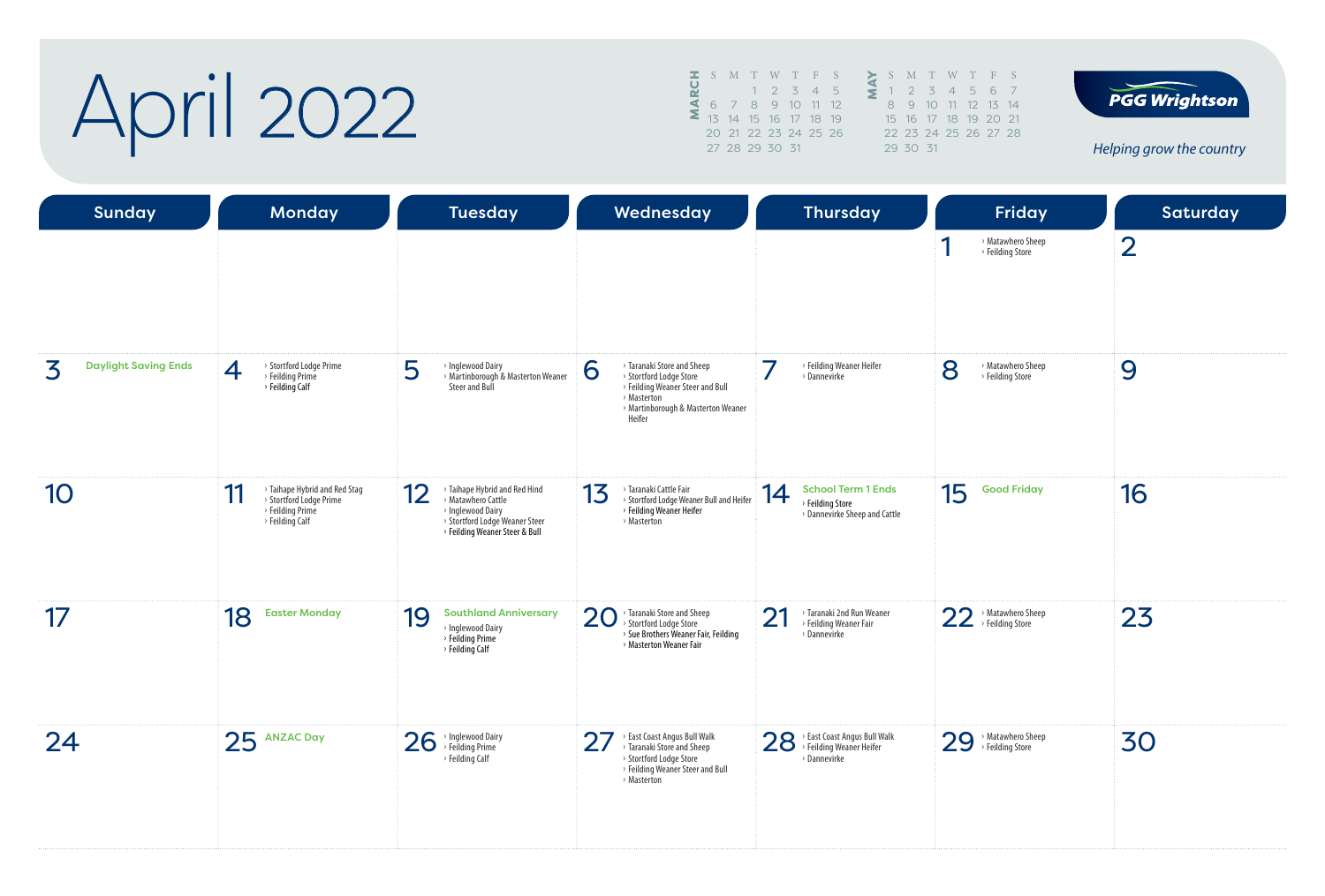# April 2022

**MARCH**

| S | M | T | W | T | F | S |
|---|---|---|---|---|---|---|
| | | 1 | 2 | 3 | 4 | 5 |
| 6 | 7 | 8 | 9 | 10 | 11 | 12 |
| 13 | 14 | 15 | 16 | 17 | 18 | 19 |
| 20 | 21 | 22 | 23 | 24 | 25 | 26 |
| 27 | 28 | 29 | 30 | 31 | | |

**MAY**

| S | M | T | W | T | F | S |
|---|---|---|---|---|---|---|
| 1 | 2 | 3 | 4 | 5 | 6 | 7 |
| 8 | 9 | 10 | 11 | 12 | 13 | 14 |
| 15 | 16 | 17 | 18 | 19 | 20 | 21 |
| 22 | 23 | 24 | 25 | 26 | 27 | 28 |
| 29 | 30 | 31 | | | | |

**PGG Wrightson**

*Helping grow the country*

| Sunday | Monday | Tuesday | Wednesday | Thursday | Friday | Saturday |
|---|---|---|---|---|---|---|
| | | | | | 1<br>› Matawhero Sheep<br>› Feilding Store | 2 |
| 3 Daylight Saving Ends | 4<br>› Stortford Lodge Prime<br>› Feilding Prime<br>› Feilding Calf | 5<br>› Inglewood Dairy<br>› Martinborough & Masterton Weaner Steer and Bull | 6<br>› Taranaki Store and Sheep<br>› Stortford Lodge Store<br>› Feilding Weaner Steer and Bull<br>› Masterton<br>› Martinborough & Masterton Weaner Heifer | 7<br>› Feilding Weaner Heifer<br>› Dannevirke | 8<br>› Matawhero Sheep<br>› Feilding Store | 9 |
| 10 | 11<br>› Taihape Hybrid and Red Stag<br>› Stortford Lodge Prime<br>› Feilding Prime<br>› Feilding Calf | 12<br>› Taihape Hybrid and Red Hind<br>› Matawhero Cattle<br>› Inglewood Dairy<br>› Stortford Lodge Weaner Steer<br>› Feilding Weaner Steer & Bull | 13<br>› Taranaki Cattle Fair<br>› Stortford Lodge Weaner Bull and Heifer<br>› Feilding Weaner Heifer<br>› Masterton | 14 School Term 1 Ends<br>› Feilding Store<br>› Dannevirke Sheep and Cattle | 15 Good Friday | 16 |
| 17 | 18 Easter Monday | 19 Southland Anniversary<br>› Inglewood Dairy<br>› Feilding Prime<br>› Feilding Calf | 20<br>› Taranaki Store and Sheep<br>› Stortford Lodge Store<br>› Sue Brothers Weaner Fair, Feilding<br>› Masterton Weaner Fair | 21<br>› Taranaki 2nd Run Weaner<br>› Feilding Weaner Fair<br>› Dannevirke | 22<br>› Matawhero Sheep<br>› Feilding Store | 23 |
| 24 | 25 ANZAC Day | 26<br>› Inglewood Dairy<br>› Feilding Prime<br>› Feilding Calf | 27<br>› East Coast Angus Bull Walk<br>› Taranaki Store and Sheep<br>› Stortford Lodge Store<br>› Feilding Weaner Steer and Bull<br>› Masterton | 28<br>› East Coast Angus Bull Walk<br>› Feilding Weaner Heifer<br>› Dannevirke | 29<br>› Matawhero Sheep<br>› Feilding Store | 30 |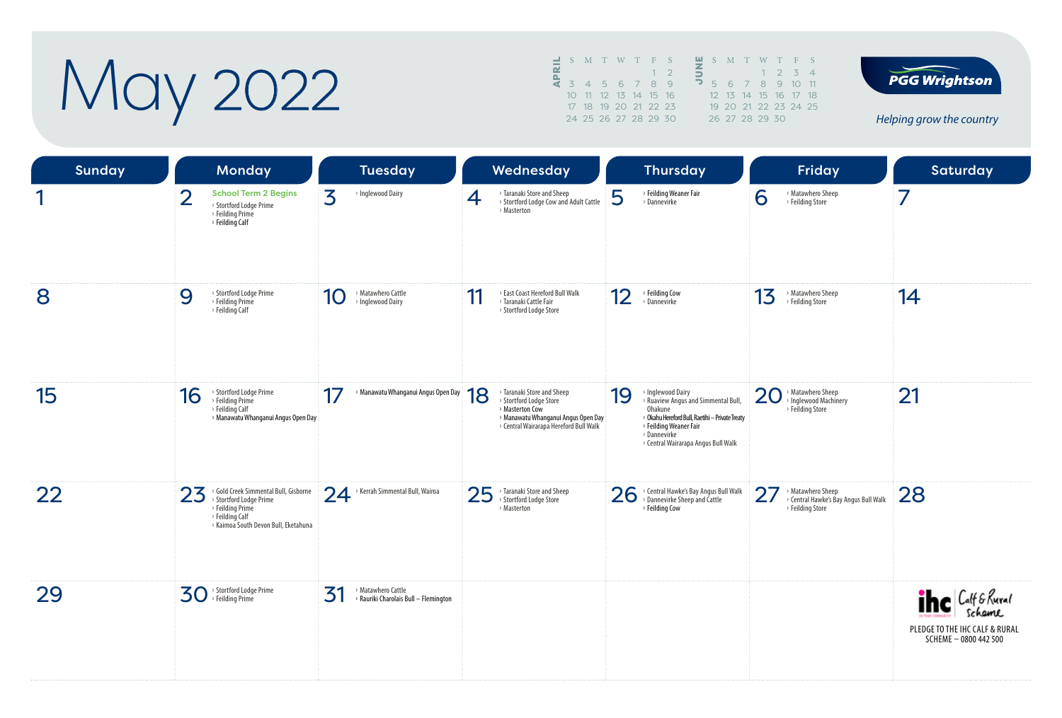# May 2022

**APRIL**

| S | M | T | W | T | F | S |
|---|---|---|---|---|---|---|
| | | | | | 1 | 2 |
| 3 | 4 | 5 | 6 | 7 | 8 | 9 |
| 10 | 11 | 12 | 13 | 14 | 15 | 16 |
| 17 | 18 | 19 | 20 | 21 | 22 | 23 |
| 24 | 25 | 26 | 27 | 28 | 29 | 30 |

**JUNE**

| S | M | T | W | T | F | S |
|---|---|---|---|---|---|---|
| | | | 1 | 2 | 3 | 4 |
| 5 | 6 | 7 | 8 | 9 | 10 | 11 |
| 12 | 13 | 14 | 15 | 16 | 17 | 18 |
| 19 | 20 | 21 | 22 | 23 | 24 | 25 |
| 26 | 27 | 28 | 29 | 30 | | |

**PGG Wrightson**

*Helping grow the country*

| Sunday | Monday | Tuesday | Wednesday | Thursday | Friday | Saturday |
|---|---|---|---|---|---|---|
| 1 | 2 School Term 2 Begins<br>› Stortford Lodge Prime<br>› Feilding Prime<br>› Feilding Calf | 3 › Inglewood Dairy | 4 › Taranaki Store and Sheep<br>› Stortford Lodge Cow and Adult Cattle<br>› Masterton | 5 › Feilding Weaner Fair<br>› Dannevirke | 6 › Matawhero Sheep<br>› Feilding Store | 7 |
| 8 | 9 › Stortford Lodge Prime<br>› Feilding Prime<br>› Feilding Calf | 10 › Matawhero Cattle<br>› Inglewood Dairy | 11 › East Coast Hereford Bull Walk<br>› Taranaki Cattle Fair<br>› Stortford Lodge Store | 12 › Feilding Cow<br>› Dannevirke | 13 › Matawhero Sheep<br>› Feilding Store | 14 |
| 15 | 16 › Stortford Lodge Prime<br>› Feilding Prime<br>› Feilding Calf<br>› Manawatu Whanganui Angus Open Day | 17 › Manawatu Whanganui Angus Open Day | 18 › Taranaki Store and Sheep<br>› Stortford Lodge Store<br>› Masterton Cow<br>› Manawatu Whanganui Angus Open Day<br>› Central Wairarapa Hereford Bull Walk | 19 › Inglewood Dairy<br>› Ruaview Angus and Simmental Bull, Ohakune<br>› Okahu Hereford Bull, Raetihi – Private Treaty<br>› Feilding Weaner Fair<br>› Dannevirke<br>› Central Wairarapa Angus Bull Walk | 20 › Matawhero Sheep<br>› Inglewood Machinery<br>› Feilding Store | 21 |
| 22 | 23 › Gold Creek Simmental Bull, Gisborne<br>› Stortford Lodge Prime<br>› Feilding Prime<br>› Feilding Calf<br>› Kaimoa South Devon Bull, Eketahuna | 24 › Kerrah Simmental Bull, Wairoa | 25 › Taranaki Store and Sheep<br>› Stortford Lodge Store<br>› Masterton | 26 › Central Hawke's Bay Angus Bull Walk<br>› Dannevirke Sheep and Cattle<br>› Feilding Cow | 27 › Matawhero Sheep<br>› Central Hawke's Bay Angus Bull Walk<br>› Feilding Store | 28 |
| 29 | 30 › Stortford Lodge Prime<br>› Feilding Prime | 31 › Matawhero Cattle<br>› Rauriki Charolais Bull – Flemington | | | | ihc Calf & Rural Scheme<br>PLEDGE TO THE IHC CALF & RURAL SCHEME – 0800 442 500 |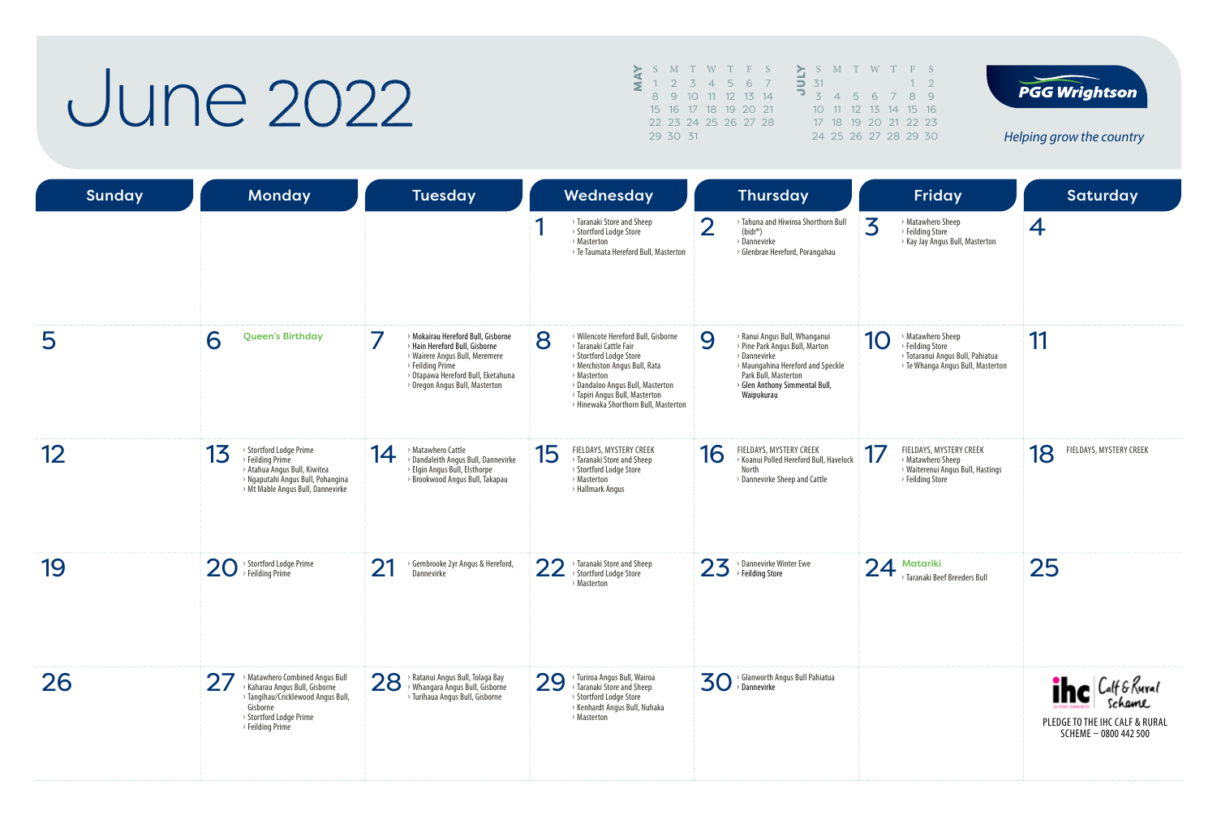# June 2022

**MAY**

| S | M | T | W | T | F | S |
|---|---|---|---|---|---|---|
| 1 | 2 | 3 | 4 | 5 | 6 | 7 |
| 8 | 9 | 10 | 11 | 12 | 13 | 14 |
| 15 | 16 | 17 | 18 | 19 | 20 | 21 |
| 22 | 23 | 24 | 25 | 26 | 27 | 28 |
| 29 | 30 | 31 | | | | |

**JULY**

| S | M | T | W | T | F | S |
|---|---|---|---|---|---|---|
| 31 | | | | | 1 | 2 |
| 3 | 4 | 5 | 6 | 7 | 8 | 9 |
| 10 | 11 | 12 | 13 | 14 | 15 | 16 |
| 17 | 18 | 19 | 20 | 21 | 22 | 23 |
| 24 | 25 | 26 | 27 | 28 | 29 | 30 |

**PGG Wrightson**

*Helping grow the country*

| Sunday | Monday | Tuesday | Wednesday | Thursday | Friday | Saturday |
|---|---|---|---|---|---|---|
| | | | 1 › Taranaki Store and Sheep › Stortford Lodge Store › Masterton › Te Taumata Hereford Bull, Masterton | 2 › Tahuna and Hiwiroa Shorthorn Bull (bidr®) › Dannevirke › Glenbrae Hereford, Porangahau | 3 › Matawhero Sheep › Feilding Store › Kay Jay Angus Bull, Masterton | 4 |
| 5 | 6 Queen's Birthday | 7 › Mokairau Hereford Bull, Gisborne › **Hain Hereford Bull, Gisborne** › Wairere Angus Bull, Meremere › Feilding Prime › Otapawa Hereford Bull, Eketahuna › Oregon Angus Bull, Masterton | 8 › Wilencote Hereford Bull, Gisborne › Taranaki Cattle Fair › Stortford Lodge Store › Merchiston Angus Bull, Rata › Masterton › Dandaloo Angus Bull, Masterton › Tapiri Angus Bull, Masterton › Hinewaka Shorthorn Bull, Masterton | 9 › Ranui Angus Bull, Whanganui › Pine Park Angus Bull, Marton › Dannevirke › Maungahina Hereford and Speckle Park Bull, Masterton › **Glen Anthony Simmental Bull, Waipukurau** | 10 › Matawhero Sheep › Feilding Store › Totaranui Angus Bull, Pahiatua › Te Whanga Angus Bull, Masterton | 11 |
| 12 | 13 › Stortford Lodge Prime › Feilding Prime › Atahua Angus Bull, Kiwitea › Ngaputahi Angus Bull, Pohangina › Mt Mable Angus Bull, Dannevirke | 14 › Matawhero Cattle › Dandaleith Angus Bull, Dannevirke › Elgin Angus Bull, Elsthorpe › Brookwood Angus Bull, Takapau | 15 FIELDAYS, MYSTERY CREEK › Taranaki Store and Sheep › Stortford Lodge Store › Masterton › Hallmark Angus | 16 FIELDAYS, MYSTERY CREEK › Koanui Polled Hereford Bull, Havelock North › Dannevirke Sheep and Cattle | 17 FIELDAYS, MYSTERY CREEK › Matawhero Sheep › Waiterenui Angus Bull, Hastings › Feilding Store | 18 FIELDAYS, MYSTERY CREEK |
| 19 | 20 › Stortford Lodge Prime › Feilding Prime | 21 › Gembrooke 2yr Angus & Hereford, Dannevirke | 22 › Taranaki Store and Sheep › Stortford Lodge Store › Masterton | 23 › Dannevirke Winter Ewe › **Feilding Store** | 24 Matariki › Taranaki Beef Breeders Bull | 25 |
| 26 | 27 › Matawhero Combined Angus Bull › Kaharau Angus Bull, Gisborne › Tangihau/Cricklewood Angus Bull, Gisborne › Stortford Lodge Prime › Feilding Prime | 28 › Ratanui Angus Bull, Tolaga Bay › Whangara Angus Bull, Gisborne › Turihaua Angus Bull, Gisborne | 29 › Turiroa Angus Bull, Wairoa › Taranaki Store and Sheep › Stortford Lodge Store › Kenhardt Angus Bull, Nuhaka › Masterton | 30 › Glanworth Angus Bull Pahiatua › **Dannevirke** | | ihc Calf & Rural Scheme PLEDGE TO THE IHC CALF & RURAL SCHEME – 0800 442 500 |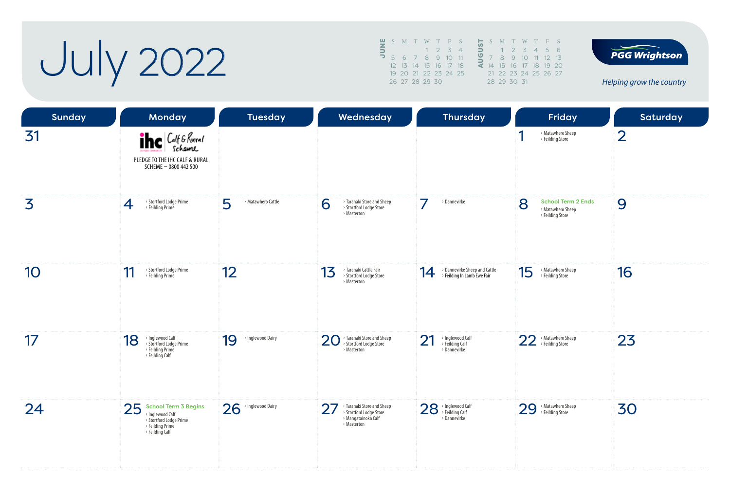# July 2022

PGG Wrightson

*Helping grow the country*

| JUNE | | | | | | |
|---|---|---|---|---|---|---|
| S | M | T | W | T | F | S |
| | | | 1 | 2 | 3 | 4 |
| 5 | 6 | 7 | 8 | 9 | 10 | 11 |
| 12 | 13 | 14 | 15 | 16 | 17 | 18 |
| 19 | 20 | 21 | 22 | 23 | 24 | 25 |
| 26 | 27 | 28 | 29 | 30 | | |

| AUGUST | | | | | | |
|---|---|---|---|---|---|---|
| S | M | T | W | T | F | S |
| | 1 | 2 | 3 | 4 | 5 | 6 |
| 7 | 8 | 9 | 10 | 11 | 12 | 13 |
| 14 | 15 | 16 | 17 | 18 | 19 | 20 |
| 21 | 22 | 23 | 24 | 25 | 26 | 27 |
| 28 | 29 | 30 | 31 | | | |

| Sunday | Monday | Tuesday | Wednesday | Thursday | Friday | Saturday |
|---|---|---|---|---|---|---|
| 31 | ihc Calf & Rural Scheme<br>PLEDGE TO THE IHC CALF & RURAL SCHEME – 0800 442 500 | | | | 1<br>› Matawhero Sheep<br>› Feilding Store | 2 |
| 3 | 4<br>› Stortford Lodge Prime<br>› Feilding Prime | 5<br>› Matawhero Cattle | 6<br>› Taranaki Store and Sheep<br>› Stortford Lodge Store<br>› Masterton | 7<br>› Dannevirke | 8<br>School Term 2 Ends<br>› Matawhero Sheep<br>› Feilding Store | 9 |
| 10 | 11<br>› Stortford Lodge Prime<br>› Feilding Prime | 12 | 13<br>› Taranaki Cattle Fair<br>› Stortford Lodge Store<br>› Masterton | 14<br>› Dannevirke Sheep and Cattle<br>› Feilding In Lamb Ewe Fair | 15<br>› Matawhero Sheep<br>› Feilding Store | 16 |
| 17 | 18<br>› Inglewood Calf<br>› Stortford Lodge Prime<br>› Feilding Prime<br>› Feilding Calf | 19<br>› Inglewood Dairy | 20<br>› Taranaki Store and Sheep<br>› Stortford Lodge Store<br>› Masterton | 21<br>› Inglewood Calf<br>› Feilding Calf<br>› Dannevirke | 22<br>› Matawhero Sheep<br>› Feilding Store | 23 |
| 24 | 25<br>School Term 3 Begins<br>› Inglewood Calf<br>› Stortford Lodge Prime<br>› Feilding Prime<br>› Feilding Calf | 26<br>› Inglewood Dairy | 27<br>› Taranaki Store and Sheep<br>› Stortford Lodge Store<br>› Mangatainoka Calf<br>› Masterton | 28<br>› Inglewood Calf<br>› Feilding Calf<br>› Dannevirke | 29<br>› Matawhero Sheep<br>› Feilding Store | 30 |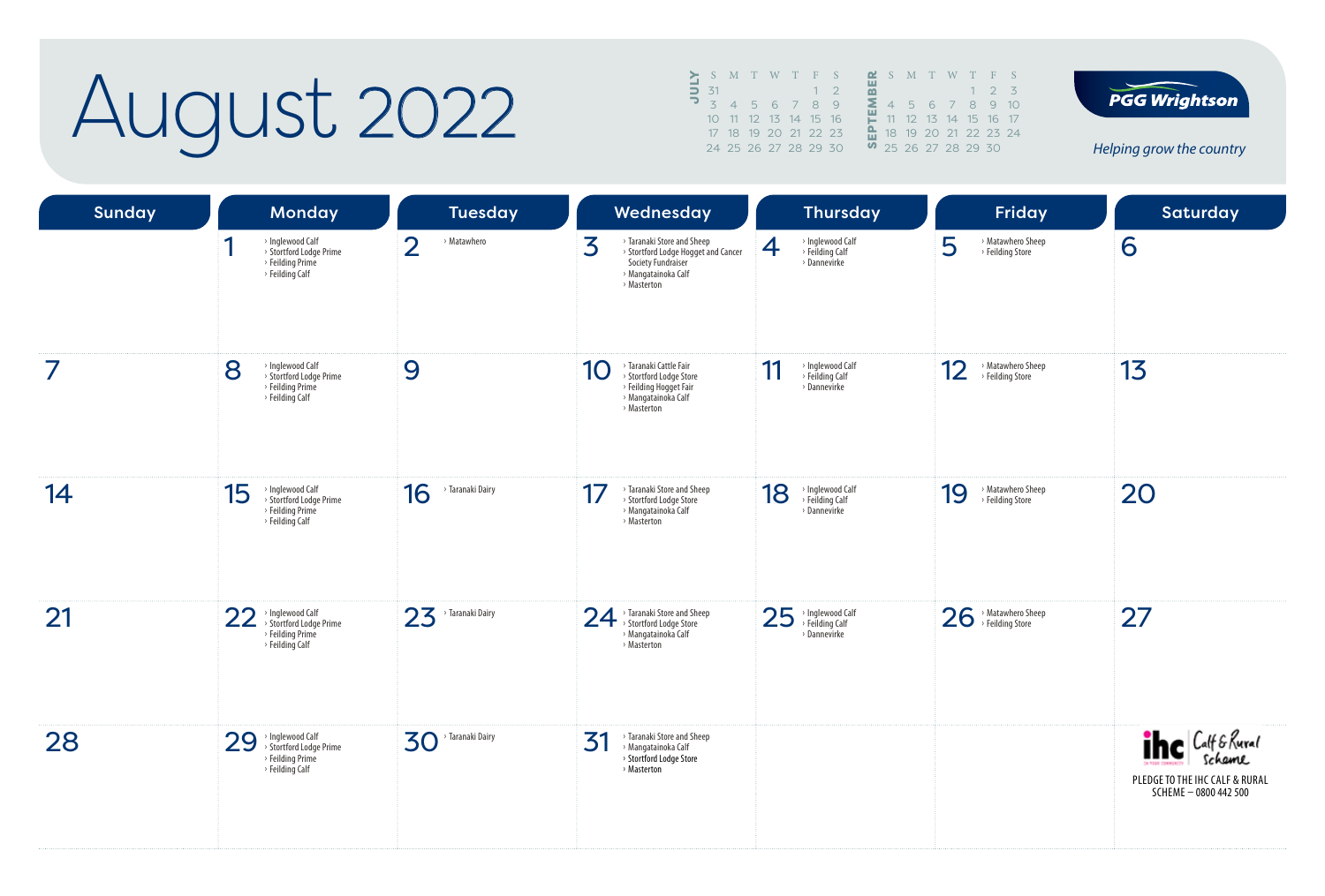# August 2022

**JULY**

| S | M | T | W | T | F | S |
|---|---|---|---|---|---|---|
| 31 | | | | | 1 | 2 |
| 3 | 4 | 5 | 6 | 7 | 8 | 9 |
| 10 | 11 | 12 | 13 | 14 | 15 | 16 |
| 17 | 18 | 19 | 20 | 21 | 22 | 23 |
| 24 | 25 | 26 | 27 | 28 | 29 | 30 |

**SEPTEMBER**

| S | M | T | W | T | F | S |
|---|---|---|---|---|---|---|
| | | | | 1 | 2 | 3 |
| 4 | 5 | 6 | 7 | 8 | 9 | 10 |
| 11 | 12 | 13 | 14 | 15 | 16 | 17 |
| 18 | 19 | 20 | 21 | 22 | 23 | 24 |
| 25 | 26 | 27 | 28 | 29 | 30 | |

PGG Wrightson

*Helping grow the country*

| Sunday | Monday | Tuesday | Wednesday | Thursday | Friday | Saturday |
|---|---|---|---|---|---|---|
| | 1 › Inglewood Calf › Stortford Lodge Prime › Feilding Prime › Feilding Calf | 2 › Matawhero | 3 › Taranaki Store and Sheep › Stortford Lodge Hogget and Cancer Society Fundraiser › Mangatainoka Calf › Masterton | 4 › Inglewood Calf › Feilding Calf › Dannevirke | 5 › Matawhero Sheep › Feilding Store | 6 |
| 7 | 8 › Inglewood Calf › Stortford Lodge Prime › Feilding Prime › Feilding Calf | 9 | 10 › Taranaki Cattle Fair › Stortford Lodge Store › Feilding Hogget Fair › Mangatainoka Calf › Masterton | 11 › Inglewood Calf › Feilding Calf › Dannevirke | 12 › Matawhero Sheep › Feilding Store | 13 |
| 14 | 15 › Inglewood Calf › Stortford Lodge Prime › Feilding Prime › Feilding Calf | 16 › Taranaki Dairy | 17 › Taranaki Store and Sheep › Stortford Lodge Store › Mangatainoka Calf › Masterton | 18 › Inglewood Calf › Feilding Calf › Dannevirke | 19 › Matawhero Sheep › Feilding Store | 20 |
| 21 | 22 › Inglewood Calf › Stortford Lodge Prime › Feilding Prime › Feilding Calf | 23 › Taranaki Dairy | 24 › Taranaki Store and Sheep › Stortford Lodge Store › Mangatainoka Calf › Masterton | 25 › Inglewood Calf › Feilding Calf › Dannevirke | 26 › Matawhero Sheep › Feilding Store | 27 |
| 28 | 29 › Inglewood Calf › Stortford Lodge Prime › Feilding Prime › Feilding Calf | 30 › Taranaki Dairy | 31 › Taranaki Store and Sheep › Mangatainoka Calf › Stortford Lodge Store › Masterton | | | ihc Calf & Rural Scheme — PLEDGE TO THE IHC CALF & RURAL SCHEME – 0800 442 500 |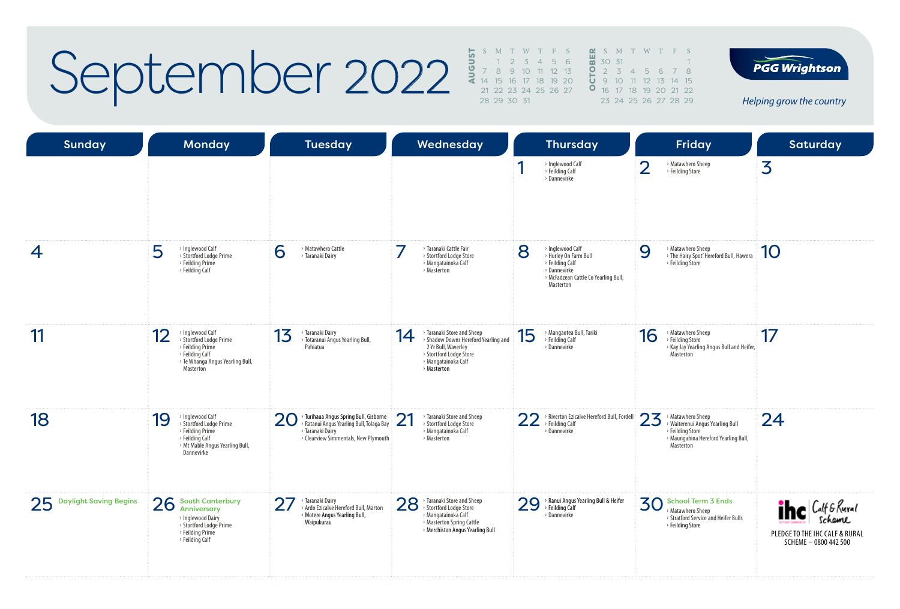# September 2022

**AUGUST**

| S | M | T | W | T | F | S |
|---|---|---|---|---|---|---|
| | 1 | 2 | 3 | 4 | 5 | 6 |
| 7 | 8 | 9 | 10 | 11 | 12 | 13 |
| 14 | 15 | 16 | 17 | 18 | 19 | 20 |
| 21 | 22 | 23 | 24 | 25 | 26 | 27 |
| 28 | 29 | 30 | 31 | | | |

**OCTOBER**

| S | M | T | W | T | F | S |
|---|---|---|---|---|---|---|
| 30 | 31 | | | | | 1 |
| 2 | 3 | 4 | 5 | 6 | 7 | 8 |
| 9 | 10 | 11 | 12 | 13 | 14 | 15 |
| 16 | 17 | 18 | 19 | 20 | 21 | 22 |
| 23 | 24 | 25 | 26 | 27 | 28 | 29 |

PGG Wrightson

*Helping grow the country*

| Sunday | Monday | Tuesday | Wednesday | Thursday | Friday | Saturday |
|---|---|---|---|---|---|---|
| | | | | 1 › Inglewood Calf › Feilding Calf › Dannevirke | 2 › Matawhero Sheep › Feilding Store | 3 |
| 4 | 5 › Inglewood Calf › Stortford Lodge Prime › Feilding Prime › Feilding Calf | 6 › Matawhero Cattle › Taranaki Dairy | 7 › Taranaki Cattle Fair › Stortford Lodge Store › Mangatainoka Calf › Masterton | 8 › Inglewood Calf › Hurley On Farm Bull › Feilding Calf › Dannevirke › McFadzean Cattle Co Yearling Bull, Masterton | 9 › Matawhero Sheep › The Hairy Spot' Hereford Bull, Hawera › Feilding Store | 10 |
| 11 | 12 › Inglewood Calf › Stortford Lodge Prime › Feilding Prime › Feilding Calf › Te Whanga Angus Yearling Bull, Masterton | 13 › Taranaki Dairy › Totaranui Angus Yearling Bull, Pahiatua | 14 › Taranaki Store and Sheep › Shadow Downs Hereford Yearling and 2 Yr Bull, Waverley › Stortford Lodge Store › Mangatainoka Calf › Masterton | 15 › Mangaotea Bull, Tariki › Feilding Calf › Dannevirke | 16 › Matawhero Sheep › Feilding Store › Kay Jay Yearling Angus Bull and Heifer, Masterton | 17 |
| 18 | 19 › Inglewood Calf › Stortford Lodge Prime › Feilding Prime › Feilding Calf › Mt Mable Angus Yearling Bull, Dannevirke | 20 › Turihaua Angus Spring Bull, Gisborne › Ratanui Angus Yearling Bull, Tolaga Bay › Taranaki Dairy › Clearview Simmentals, New Plymouth | 21 › Taranaki Store and Sheep › Stortford Lodge Store › Mangatainoka Calf › Masterton | 22 › Riverton Ezicalve Hereford Bull, Fordell › Feilding Calf › Dannevirke | 23 › Matawhero Sheep › Waiterenui Angus Yearling Bull › Feilding Store › Maungahina Hereford Yearling Bull, Masterton | 24 |
| 25 Daylight Saving Begins | 26 South Canterbury Anniversary › Inglewood Dairy › Stortford Lodge Prime › Feilding Prime › Feilding Calf | 27 › Taranaki Dairy › Ardo Ezicalve Hereford Bull, Marton › Motere Angus Yearling Bull, Waipukurau | 28 › Taranaki Store and Sheep › Stortford Lodge Store › Mangatainoka Calf › Masterton Spring Cattle › Merchiston Angus Yearling Bull | 29 › Ranui Angus Yearling Bull & Heifer › Feilding Calf › Dannevirke | 30 School Term 3 Ends › Matawhero Sheep › Stratford Service and Heifer Bulls › Feilding Store | ihc Calf & Rural Scheme PLEDGE TO THE IHC CALF & RURAL SCHEME – 0800 442 500 |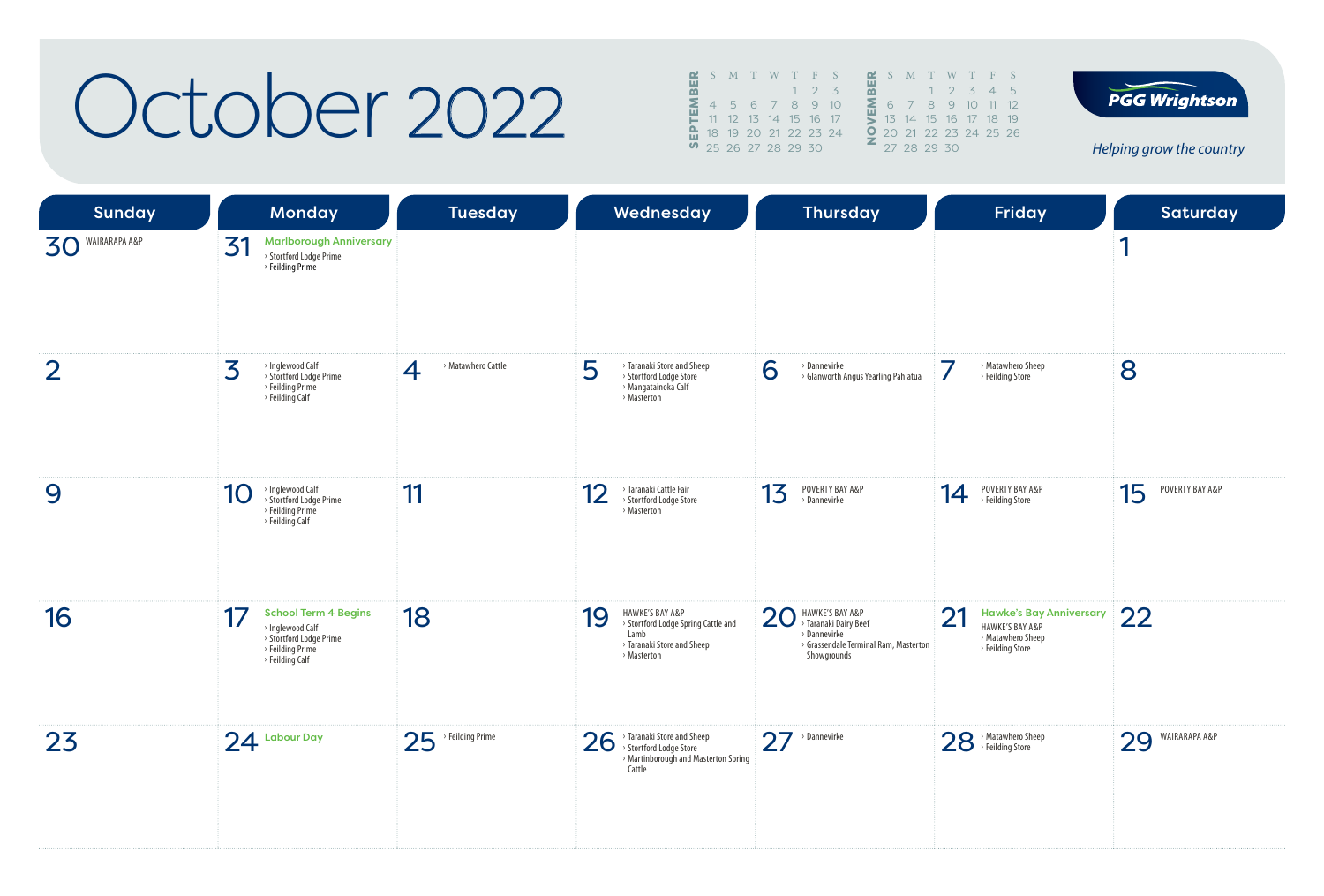# October 2022

| SEPTEMBER | S | M | T | W | T | F | S |
|---|---|---|---|---|---|---|---|
| | | | | | 1 | 2 | 3 |
| | 4 | 5 | 6 | 7 | 8 | 9 | 10 |
| | 11 | 12 | 13 | 14 | 15 | 16 | 17 |
| | 18 | 19 | 20 | 21 | 22 | 23 | 24 |
| | 25 | 26 | 27 | 28 | 29 | 30 | |

| NOVEMBER | S | M | T | W | T | F | S |
|---|---|---|---|---|---|---|---|
| | | | 1 | 2 | 3 | 4 | 5 |
| | 6 | 7 | 8 | 9 | 10 | 11 | 12 |
| | 13 | 14 | 15 | 16 | 17 | 18 | 19 |
| | 20 | 21 | 22 | 23 | 24 | 25 | 26 |
| | 27 | 28 | 29 | 30 | | | |

**PGG Wrightson**

*Helping grow the country*

| Sunday | Monday | Tuesday | Wednesday | Thursday | Friday | Saturday |
|---|---|---|---|---|---|---|
| 30 WAIRARAPA A&P | 31 **Marlborough Anniversary** › Stortford Lodge Prime › Feilding Prime | | | | | 1 |
| 2 | 3 › Inglewood Calf › Stortford Lodge Prime › Feilding Prime › Feilding Calf | 4 › Matawhero Cattle | 5 › Taranaki Store and Sheep › Stortford Lodge Store › Mangatainoka Calf › Masterton | 6 › Dannevirke › Glanworth Angus Yearling Pahiatua | 7 › Matawhero Sheep › Feilding Store | 8 |
| 9 | 10 › Inglewood Calf › Stortford Lodge Prime › Feilding Prime › Feilding Calf | 11 | 12 › Taranaki Cattle Fair › Stortford Lodge Store › Masterton | 13 POVERTY BAY A&P › Dannevirke | 14 POVERTY BAY A&P › Feilding Store | 15 POVERTY BAY A&P |
| 16 | 17 **School Term 4 Begins** › Inglewood Calf › Stortford Lodge Prime › Feilding Prime › Feilding Calf | 18 | 19 HAWKE'S BAY A&P › Stortford Lodge Spring Cattle and Lamb › Taranaki Store and Sheep › Masterton | 20 HAWKE'S BAY A&P › Taranaki Dairy Beef › Dannevirke › Grassendale Terminal Ram, Masterton Showgrounds | 21 **Hawke's Bay Anniversary** HAWKE'S BAY A&P › Matawhero Sheep › Feilding Store | 22 |
| 23 | 24 **Labour Day** | 25 › Feilding Prime | 26 › Taranaki Store and Sheep › Stortford Lodge Store › Martinborough and Masterton Spring Cattle | 27 › Dannevirke | 28 › Matawhero Sheep › Feilding Store | 29 WAIRARAPA A&P |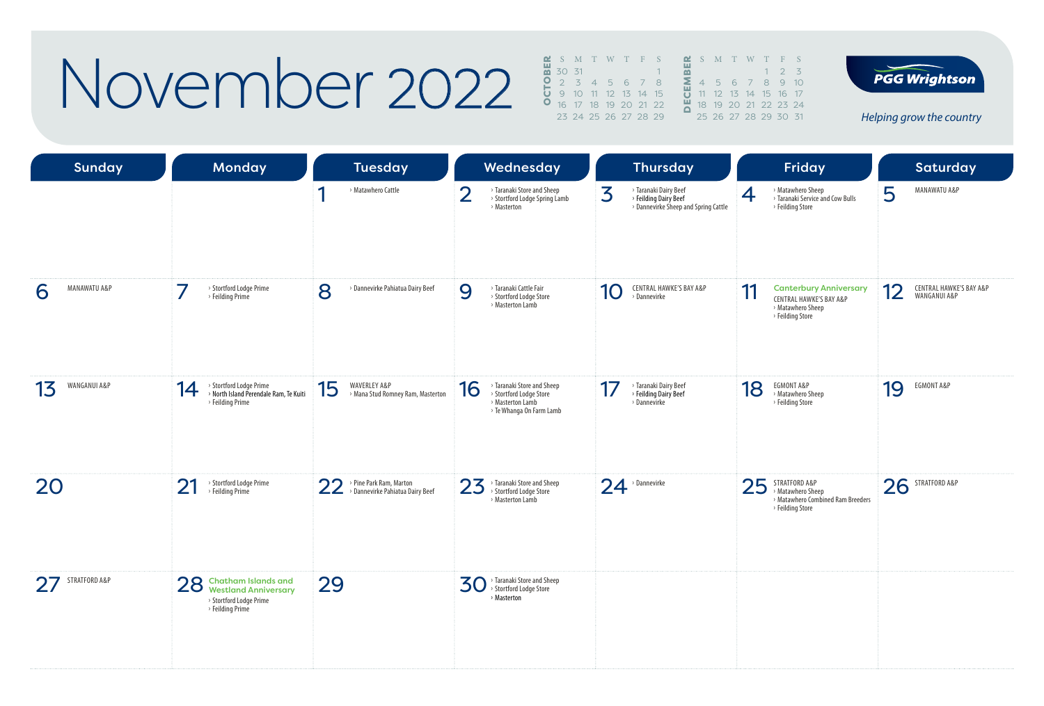# November 2022

**OCTOBER**

| S | M | T | W | T | F | S |
|---|---|---|---|---|---|---|
| 30 | 31 | | | | | 1 |
| 2 | 3 | 4 | 5 | 6 | 7 | 8 |
| 9 | 10 | 11 | 12 | 13 | 14 | 15 |
| 16 | 17 | 18 | 19 | 20 | 21 | 22 |
| 23 | 24 | 25 | 26 | 27 | 28 | 29 |

**DECEMBER**

| S | M | T | W | T | F | S |
|---|---|---|---|---|---|---|
| | | | | 1 | 2 | 3 |
| 4 | 5 | 6 | 7 | 8 | 9 | 10 |
| 11 | 12 | 13 | 14 | 15 | 16 | 17 |
| 18 | 19 | 20 | 21 | 22 | 23 | 24 |
| 25 | 26 | 27 | 28 | 29 | 30 | 31 |

**PGG Wrightson**

*Helping grow the country*

| Sunday | Monday | Tuesday | Wednesday | Thursday | Friday | Saturday |
|---|---|---|---|---|---|---|
| | | 1 › Matawhero Cattle | 2 › Taranaki Store and Sheep › Stortford Lodge Spring Lamb › Masterton | 3 › Taranaki Dairy Beef › **Feilding Dairy Beef** › Dannevirke Sheep and Spring Cattle | 4 › Matawhero Sheep › Taranaki Service and Cow Bulls › Feilding Store | 5 MANAWATU A&P |
| 6 MANAWATU A&P | 7 › Stortford Lodge Prime › Feilding Prime | 8 › Dannevirke Pahiatua Dairy Beef | 9 › Taranaki Cattle Fair › Stortford Lodge Store › Masterton Lamb | 10 CENTRAL HAWKE'S BAY A&P › Dannevirke | 11 **Canterbury Anniversary** CENTRAL HAWKE'S BAY A&P › Matawhero Sheep › Feilding Store | 12 CENTRAL HAWKE'S BAY A&P WANGANUI A&P |
| 13 WANGANUI A&P | 14 › Stortford Lodge Prime › **North Island Perendale Ram, Te Kuiti** › Feilding Prime | 15 WAVERLEY A&P › Mana Stud Romney Ram, Masterton | 16 › Taranaki Store and Sheep › Stortford Lodge Store › Masterton Lamb › Te Whanga On Farm Lamb | 17 › Taranaki Dairy Beef › **Feilding Dairy Beef** › Dannevirke | 18 EGMONT A&P › Matawhero Sheep › Feilding Store | 19 EGMONT A&P |
| 20 | 21 › Stortford Lodge Prime › Feilding Prime | 22 › Pine Park Ram, Marton › Dannevirke Pahiatua Dairy Beef | 23 › Taranaki Store and Sheep › Stortford Lodge Store › Masterton Lamb | 24 › Dannevirke | 25 STRATFORD A&P › Matawhero Sheep › Matawhero Combined Ram Breeders › Feilding Store | 26 STRATFORD A&P |
| 27 STRATFORD A&P | 28 **Chatham Islands and Westland Anniversary** › Stortford Lodge Prime › Feilding Prime | 29 | 30 › Taranaki Store and Sheep › Stortford Lodge Store › **Masterton** | | | |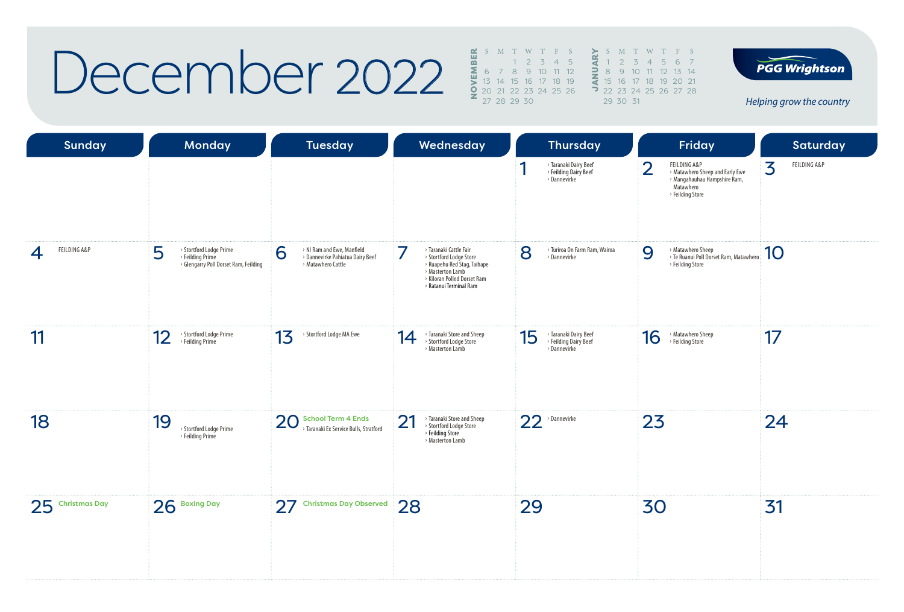# December 2022

| NOVEMBER | S | M | T | W | T | F | S |
|---|---|---|---|---|---|---|---|
| | | | 1 | 2 | 3 | 4 | 5 |
| | 6 | 7 | 8 | 9 | 10 | 11 | 12 |
| | 13 | 14 | 15 | 16 | 17 | 18 | 19 |
| | 20 | 21 | 22 | 23 | 24 | 25 | 26 |
| | 27 | 28 | 29 | 30 | | | |

| JANUARY | S | M | T | W | T | F | S |
|---|---|---|---|---|---|---|---|
| | 1 | 2 | 3 | 4 | 5 | 6 | 7 |
| | 8 | 9 | 10 | 11 | 12 | 13 | 14 |
| | 15 | 16 | 17 | 18 | 19 | 20 | 21 |
| | 22 | 23 | 24 | 25 | 26 | 27 | 28 |
| | 29 | 30 | 31 | | | | |

PGG Wrightson

*Helping grow the country*

| Sunday | Monday | Tuesday | Wednesday | Thursday | Friday | Saturday |
|---|---|---|---|---|---|---|
| | | | | 1 › Taranaki Dairy Beef › Feilding Dairy Beef › Dannevirke | 2 FEILDING A&P › Matawhero Sheep and Early Ewe › Mangahauhau Hampshire Ram, Matawhero › Feilding Store | 3 FEILDING A&P |
| 4 FEILDING A&P | 5 › Stortford Lodge Prime › Feilding Prime › Glengarry Poll Dorset Ram, Feilding | 6 › NI Ram and Ewe, Manfield › Dannevirke Pahiatua Dairy Beef › Matawhero Cattle | 7 › Taranaki Cattle Fair › Stortford Lodge Store › Ruapehu Red Stag, Taihape › Masterton Lamb › Kiloran Polled Dorset Ram › Ratanui Terminal Ram | 8 › Turiroa On Farm Ram, Wairoa › Dannevirke | 9 › Matawhero Sheep › Te Ruanui Poll Dorset Ram, Matawhero › Feilding Store | 10 |
| 11 | 12 › Stortford Lodge Prime › Feilding Prime | 13 › Stortford Lodge MA Ewe | 14 › Taranaki Store and Sheep › Stortford Lodge Store › Masterton Lamb | 15 › Taranaki Dairy Beef › Feilding Dairy Beef › Dannevirke | 16 › Matawhero Sheep › Feilding Store | 17 |
| 18 | 19 › Stortford Lodge Prime › Feilding Prime | 20 School Term 4 Ends › Taranaki Ex Service Bulls, Stratford | 21 › Taranaki Store and Sheep › Stortford Lodge Store › Feilding Store › Masterton Lamb | 22 › Dannevirke | 23 | 24 |
| 25 Christmas Day | 26 Boxing Day | 27 Christmas Day Observed | 28 | 29 | 30 | 31 |